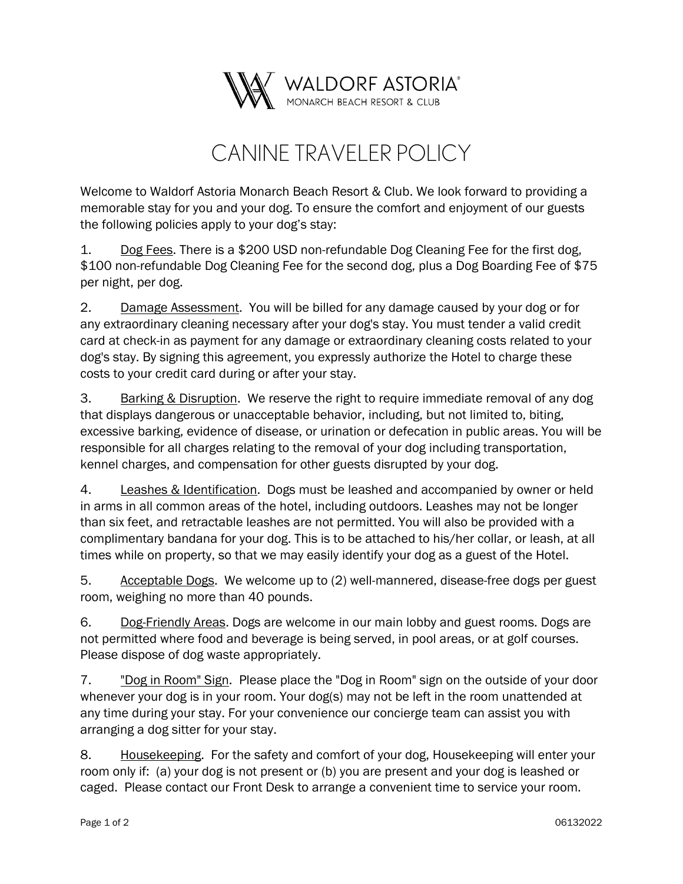WALDORF ASTORIA®
MONARCH BEACH RESORT & CLUB

# CANINE TRAVELER POLICY

Welcome to Waldorf Astoria Monarch Beach Resort & Club. We look forward to providing a memorable stay for you and your dog. To ensure the comfort and enjoyment of our guests the following policies apply to your dog's stay:

1. Dog Fees. There is a $200 USD non-refundable Dog Cleaning Fee for the first dog, $100 non-refundable Dog Cleaning Fee for the second dog, plus a Dog Boarding Fee of $75 per night, per dog.

2. Damage Assessment. You will be billed for any damage caused by your dog or for any extraordinary cleaning necessary after your dog's stay. You must tender a valid credit card at check-in as payment for any damage or extraordinary cleaning costs related to your dog's stay. By signing this agreement, you expressly authorize the Hotel to charge these costs to your credit card during or after your stay.

3. Barking & Disruption. We reserve the right to require immediate removal of any dog that displays dangerous or unacceptable behavior, including, but not limited to, biting, excessive barking, evidence of disease, or urination or defecation in public areas. You will be responsible for all charges relating to the removal of your dog including transportation, kennel charges, and compensation for other guests disrupted by your dog.

4. Leashes & Identification. Dogs must be leashed and accompanied by owner or held in arms in all common areas of the hotel, including outdoors. Leashes may not be longer than six feet, and retractable leashes are not permitted. You will also be provided with a complimentary bandana for your dog. This is to be attached to his/her collar, or leash, at all times while on property, so that we may easily identify your dog as a guest of the Hotel.

5. Acceptable Dogs. We welcome up to (2) well-mannered, disease-free dogs per guest room, weighing no more than 40 pounds.

6. Dog-Friendly Areas. Dogs are welcome in our main lobby and guest rooms. Dogs are not permitted where food and beverage is being served, in pool areas, or at golf courses. Please dispose of dog waste appropriately.

7. "Dog in Room" Sign. Please place the "Dog in Room" sign on the outside of your door whenever your dog is in your room. Your dog(s) may not be left in the room unattended at any time during your stay. For your convenience our concierge team can assist you with arranging a dog sitter for your stay.

8. Housekeeping. For the safety and comfort of your dog, Housekeeping will enter your room only if: (a) your dog is not present or (b) you are present and your dog is leashed or caged. Please contact our Front Desk to arrange a convenient time to service your room.

06132022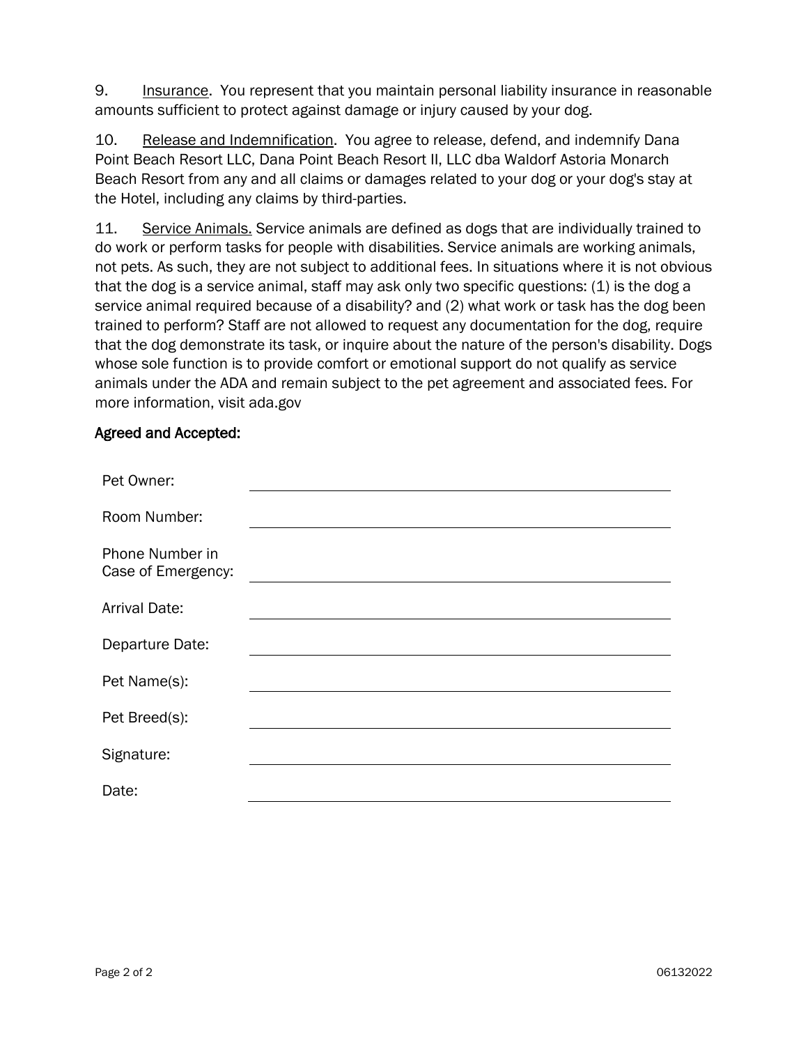9. Insurance. You represent that you maintain personal liability insurance in reasonable amounts sufficient to protect against damage or injury caused by your dog.

10. Release and Indemnification. You agree to release, defend, and indemnify Dana Point Beach Resort LLC, Dana Point Beach Resort II, LLC dba Waldorf Astoria Monarch Beach Resort from any and all claims or damages related to your dog or your dog's stay at the Hotel, including any claims by third-parties.

11. Service Animals. Service animals are defined as dogs that are individually trained to do work or perform tasks for people with disabilities. Service animals are working animals, not pets. As such, they are not subject to additional fees. In situations where it is not obvious that the dog is a service animal, staff may ask only two specific questions: (1) is the dog a service animal required because of a disability? and (2) what work or task has the dog been trained to perform? Staff are not allowed to request any documentation for the dog, require that the dog demonstrate its task, or inquire about the nature of the person's disability. Dogs whose sole function is to provide comfort or emotional support do not qualify as service animals under the ADA and remain subject to the pet agreement and associated fees. For more information, visit ada.gov

**Agreed and Accepted:**

| | |
|---|---|
| Pet Owner: | |
| Room Number: | |
| Phone Number in Case of Emergency: | |
| Arrival Date: | |
| Departure Date: | |
| Pet Name(s): | |
| Pet Breed(s): | |
| Signature: | |
| Date: | |

06132022